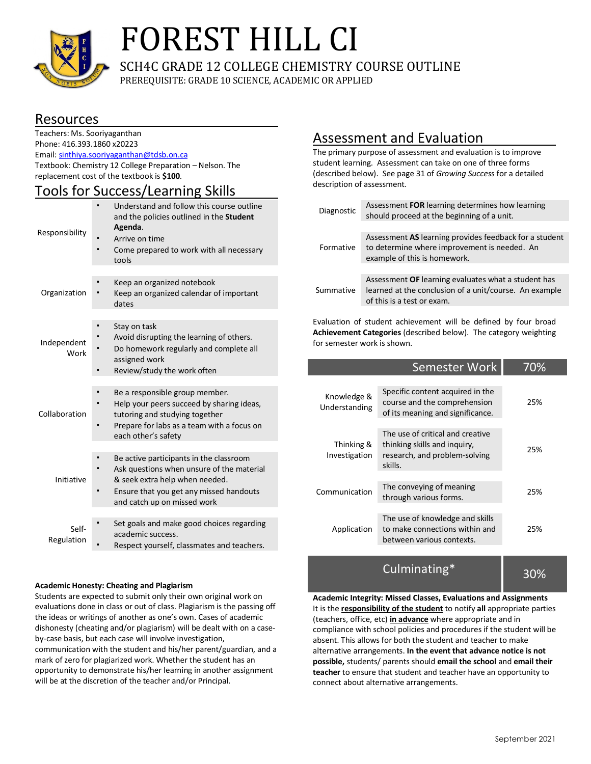# FOREST HILL CI

SCH4C GRADE 12 COLLEGE CHEMISTRY COURSE OUTLINE

PREREQUISITE: GRADE 10 SCIENCE, ACADEMIC OR APPLIED

## Resources

Teachers: Ms. Sooriyaganthan
Phone: 416.393.1860 x20223
Email: sinthiya.sooriyaganthan@tdsb.on.ca
Textbook: Chemistry 12 College Preparation – Nelson. The replacement cost of the textbook is **$100**.

## Tools for Success/Learning Skills

| | |
|---|---|
| Responsibility | ▪ Understand and follow this course outline and the policies outlined in the **Student Agenda**.<br>▪ Arrive on time<br>▪ Come prepared to work with all necessary tools |
| Organization | ▪ Keep an organized notebook<br>▪ Keep an organized calendar of important dates |
| Independent Work | ▪ Stay on task<br>▪ Avoid disrupting the learning of others.<br>▪ Do homework regularly and complete all assigned work<br>▪ Review/study the work often |
| Collaboration | ▪ Be a responsible group member.<br>▪ Help your peers succeed by sharing ideas, tutoring and studying together<br>▪ Prepare for labs as a team with a focus on each other's safety |
| Initiative | ▪ Be active participants in the classroom<br>▪ Ask questions when unsure of the material & seek extra help when needed.<br>▪ Ensure that you get any missed handouts and catch up on missed work |
| Self-Regulation | ▪ Set goals and make good choices regarding academic success.<br>▪ Respect yourself, classmates and teachers. |

**Academic Honesty: Cheating and Plagiarism**

Students are expected to submit only their own original work on evaluations done in class or out of class. Plagiarism is the passing off the ideas or writings of another as one's own. Cases of academic dishonesty (cheating and/or plagiarism) will be dealt with on a case-by-case basis, but each case will involve investigation, communication with the student and his/her parent/guardian, and a mark of zero for plagiarized work. Whether the student has an opportunity to demonstrate his/her learning in another assignment will be at the discretion of the teacher and/or Principal.

## Assessment and Evaluation

The primary purpose of assessment and evaluation is to improve student learning. Assessment can take on one of three forms (described below). See page 31 of *Growing Success* for a detailed description of assessment.

| | |
|---|---|
| Diagnostic | Assessment **FOR** learning determines how learning should proceed at the beginning of a unit. |
| Formative | Assessment **AS** learning provides feedback for a student to determine where improvement is needed. An example of this is homework. |
| Summative | Assessment **OF** learning evaluates what a student has learned at the conclusion of a unit/course. An example of this is a test or exam. |

Evaluation of student achievement will be defined by four broad **Achievement Categories** (described below). The category weighting for semester work is shown.

| | Semester Work | 70% |
|---|---|---|
| Knowledge & Understanding | Specific content acquired in the course and the comprehension of its meaning and significance. | 25% |
| Thinking & Investigation | The use of critical and creative thinking skills and inquiry, research, and problem-solving skills. | 25% |
| Communication | The conveying of meaning through various forms. | 25% |
| Application | The use of knowledge and skills to make connections within and between various contexts. | 25% |
| | **Culminating*** | **30%** |

**Academic Integrity: Missed Classes, Evaluations and Assignments**

It is the **responsibility of the student** to notify **all** appropriate parties (teachers, office, etc) **in advance** where appropriate and in compliance with school policies and procedures if the student will be absent. This allows for both the student and teacher to make alternative arrangements. **In the event that advance notice is not possible,** students/ parents should **email the school** and **email their teacher** to ensure that student and teacher have an opportunity to connect about alternative arrangements.

September 2021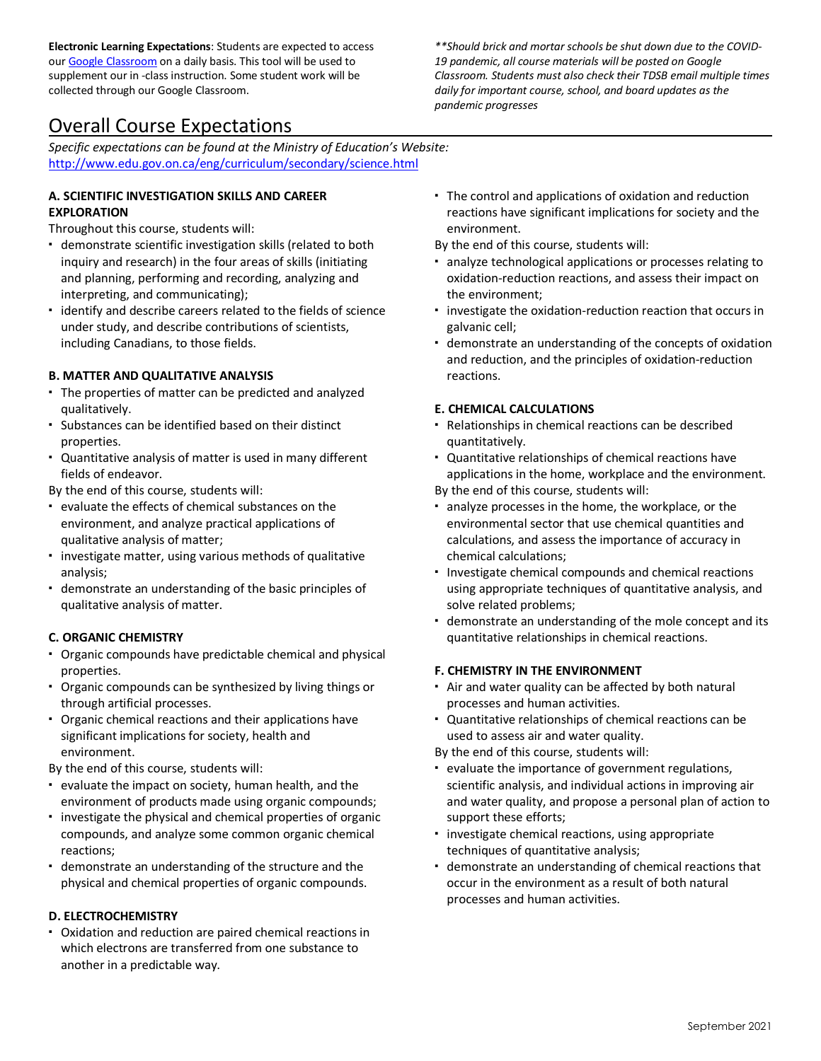**Electronic Learning Expectations**: Students are expected to access our Google Classroom on a daily basis. This tool will be used to supplement our in -class instruction. Some student work will be collected through our Google Classroom.

*\*\*Should brick and mortar schools be shut down due to the COVID-19 pandemic, all course materials will be posted on Google Classroom. Students must also check their TDSB email multiple times daily for important course, school, and board updates as the pandemic progresses*

# Overall Course Expectations

*Specific expectations can be found at the Ministry of Education's Website:*
http://www.edu.gov.on.ca/eng/curriculum/secondary/science.html

**A. SCIENTIFIC INVESTIGATION SKILLS AND CAREER EXPLORATION**

Throughout this course, students will:

- demonstrate scientific investigation skills (related to both inquiry and research) in the four areas of skills (initiating and planning, performing and recording, analyzing and interpreting, and communicating);
- identify and describe careers related to the fields of science under study, and describe contributions of scientists, including Canadians, to those fields.

**B. MATTER AND QUALITATIVE ANALYSIS**

- The properties of matter can be predicted and analyzed qualitatively.
- Substances can be identified based on their distinct properties.
- Quantitative analysis of matter is used in many different fields of endeavor.

By the end of this course, students will:

- evaluate the effects of chemical substances on the environment, and analyze practical applications of qualitative analysis of matter;
- investigate matter, using various methods of qualitative analysis;
- demonstrate an understanding of the basic principles of qualitative analysis of matter.

**C. ORGANIC CHEMISTRY**

- Organic compounds have predictable chemical and physical properties.
- Organic compounds can be synthesized by living things or through artificial processes.
- Organic chemical reactions and their applications have significant implications for society, health and environment.

By the end of this course, students will:

- evaluate the impact on society, human health, and the environment of products made using organic compounds;
- investigate the physical and chemical properties of organic compounds, and analyze some common organic chemical reactions;
- demonstrate an understanding of the structure and the physical and chemical properties of organic compounds.

**D. ELECTROCHEMISTRY**

- Oxidation and reduction are paired chemical reactions in which electrons are transferred from one substance to another in a predictable way.
- The control and applications of oxidation and reduction reactions have significant implications for society and the environment.

By the end of this course, students will:

- analyze technological applications or processes relating to oxidation-reduction reactions, and assess their impact on the environment;
- investigate the oxidation-reduction reaction that occurs in galvanic cell;
- demonstrate an understanding of the concepts of oxidation and reduction, and the principles of oxidation-reduction reactions.

**E. CHEMICAL CALCULATIONS**

- Relationships in chemical reactions can be described quantitatively.
- Quantitative relationships of chemical reactions have applications in the home, workplace and the environment.

By the end of this course, students will:

- analyze processes in the home, the workplace, or the environmental sector that use chemical quantities and calculations, and assess the importance of accuracy in chemical calculations;
- Investigate chemical compounds and chemical reactions using appropriate techniques of quantitative analysis, and solve related problems;
- demonstrate an understanding of the mole concept and its quantitative relationships in chemical reactions.

**F. CHEMISTRY IN THE ENVIRONMENT**

- Air and water quality can be affected by both natural processes and human activities.
- Quantitative relationships of chemical reactions can be used to assess air and water quality.

By the end of this course, students will:

- evaluate the importance of government regulations, scientific analysis, and individual actions in improving air and water quality, and propose a personal plan of action to support these efforts;
- investigate chemical reactions, using appropriate techniques of quantitative analysis;
- demonstrate an understanding of chemical reactions that occur in the environment as a result of both natural processes and human activities.

September 2021